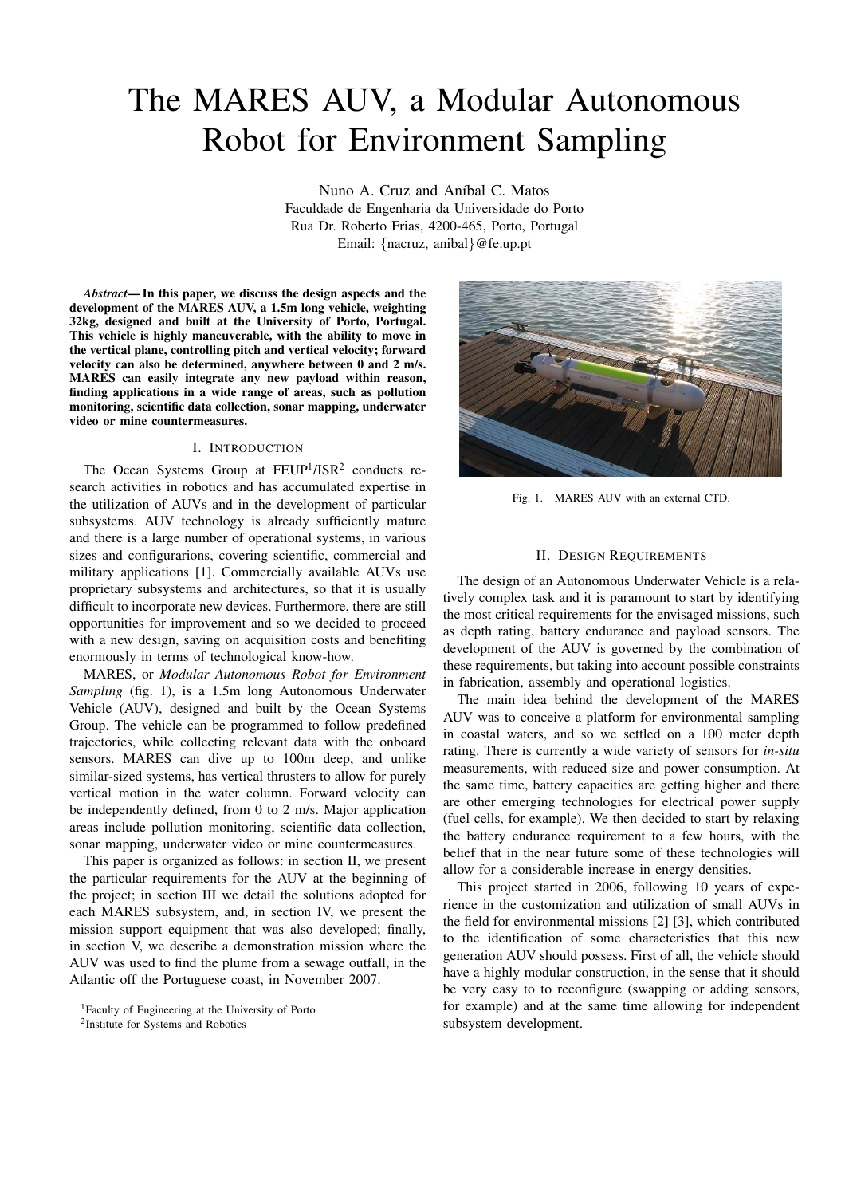# The MARES AUV, a Modular Autonomous Robot for Environment Sampling

Nuno A. Cruz and Aníbal C. Matos
Faculdade de Engenharia da Universidade do Porto
Rua Dr. Roberto Frias, 4200-465, Porto, Portugal
Email: {nacruz, anibal}@fe.up.pt

***Abstract*— In this paper, we discuss the design aspects and the development of the MARES AUV, a 1.5m long vehicle, weighting 32kg, designed and built at the University of Porto, Portugal. This vehicle is highly maneuverable, with the ability to move in the vertical plane, controlling pitch and vertical velocity; forward velocity can also be determined, anywhere between 0 and 2 m/s. MARES can easily integrate any new payload within reason, finding applications in a wide range of areas, such as pollution monitoring, scientific data collection, sonar mapping, underwater video or mine countermeasures.**

## I. Introduction

The Ocean Systems Group at FEUP[1]/ISR[2] conducts research activities in robotics and has accumulated expertise in the utilization of AUVs and in the development of particular subsystems. AUV technology is already sufficiently mature and there is a large number of operational systems, in various sizes and configurarions, covering scientific, commercial and military applications [1]. Commercially available AUVs use proprietary subsystems and architectures, so that it is usually difficult to incorporate new devices. Furthermore, there are still opportunities for improvement and so we decided to proceed with a new design, saving on acquisition costs and benefiting enormously in terms of technological know-how.

MARES, or *Modular Autonomous Robot for Environment Sampling* (fig. 1), is a 1.5m long Autonomous Underwater Vehicle (AUV), designed and built by the Ocean Systems Group. The vehicle can be programmed to follow predefined trajectories, while collecting relevant data with the onboard sensors. MARES can dive up to 100m deep, and unlike similar-sized systems, has vertical thrusters to allow for purely vertical motion in the water column. Forward velocity can be independently defined, from 0 to 2 m/s. Major application areas include pollution monitoring, scientific data collection, sonar mapping, underwater video or mine countermeasures.

This paper is organized as follows: in section II, we present the particular requirements for the AUV at the beginning of the project; in section III we detail the solutions adopted for each MARES subsystem, and, in section IV, we present the mission support equipment that was also developed; finally, in section V, we describe a demonstration mission where the AUV was used to find the plume from a sewage outfall, in the Atlantic off the Portuguese coast, in November 2007.

[1]Faculty of Engineering at the University of Porto

[2]Institute for Systems and Robotics

Fig. 1. MARES AUV with an external CTD.

## II. Design Requirements

The design of an Autonomous Underwater Vehicle is a relatively complex task and it is paramount to start by identifying the most critical requirements for the envisaged missions, such as depth rating, battery endurance and payload sensors. The development of the AUV is governed by the combination of these requirements, but taking into account possible constraints in fabrication, assembly and operational logistics.

The main idea behind the development of the MARES AUV was to conceive a platform for environmental sampling in coastal waters, and so we settled on a 100 meter depth rating. There is currently a wide variety of sensors for *in-situ* measurements, with reduced size and power consumption. At the same time, battery capacities are getting higher and there are other emerging technologies for electrical power supply (fuel cells, for example). We then decided to start by relaxing the battery endurance requirement to a few hours, with the belief that in the near future some of these technologies will allow for a considerable increase in energy densities.

This project started in 2006, following 10 years of experience in the customization and utilization of small AUVs in the field for environmental missions [2] [3], which contributed to the identification of some characteristics that this new generation AUV should possess. First of all, the vehicle should have a highly modular construction, in the sense that it should be very easy to to reconfigure (swapping or adding sensors, for example) and at the same time allowing for independent subsystem development.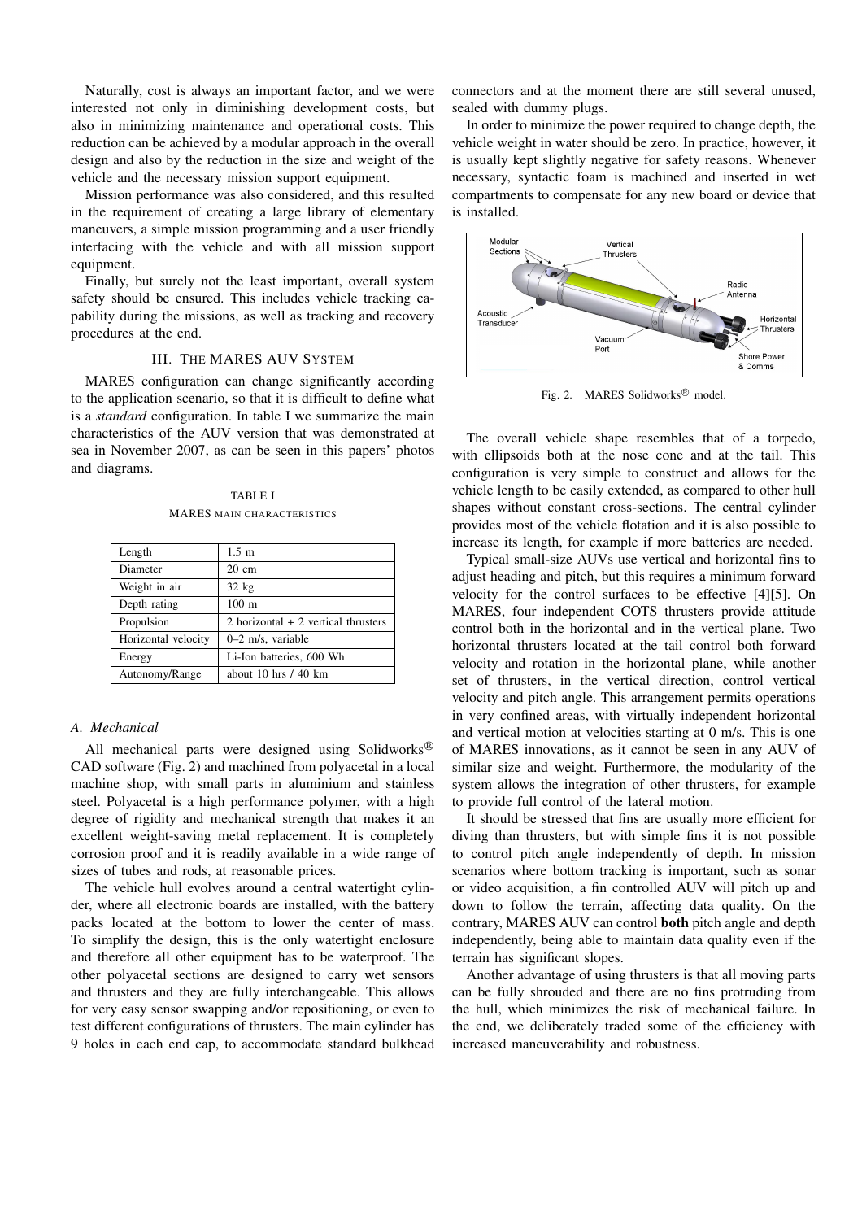Naturally, cost is always an important factor, and we were interested not only in diminishing development costs, but also in minimizing maintenance and operational costs. This reduction can be achieved by a modular approach in the overall design and also by the reduction in the size and weight of the vehicle and the necessary mission support equipment.

Mission performance was also considered, and this resulted in the requirement of creating a large library of elementary maneuvers, a simple mission programming and a user friendly interfacing with the vehicle and with all mission support equipment.

Finally, but surely not the least important, overall system safety should be ensured. This includes vehicle tracking capability during the missions, as well as tracking and recovery procedures at the end.

## III. THE MARES AUV SYSTEM

MARES configuration can change significantly according to the application scenario, so that it is difficult to define what is a *standard* configuration. In table I we summarize the main characteristics of the AUV version that was demonstrated at sea in November 2007, as can be seen in this papers' photos and diagrams.

TABLE I
MARES MAIN CHARACTERISTICS

| | |
|---|---|
| Length | 1.5 m |
| Diameter | 20 cm |
| Weight in air | 32 kg |
| Depth rating | 100 m |
| Propulsion | 2 horizontal + 2 vertical thrusters |
| Horizontal velocity | 0–2 m/s, variable |
| Energy | Li-Ion batteries, 600 Wh |
| Autonomy/Range | about 10 hrs / 40 km |

### A. Mechanical

All mechanical parts were designed using Solidworks® CAD software (Fig. 2) and machined from polyacetal in a local machine shop, with small parts in aluminium and stainless steel. Polyacetal is a high performance polymer, with a high degree of rigidity and mechanical strength that makes it an excellent weight-saving metal replacement. It is completely corrosion proof and it is readily available in a wide range of sizes of tubes and rods, at reasonable prices.

The vehicle hull evolves around a central watertight cylinder, where all electronic boards are installed, with the battery packs located at the bottom to lower the center of mass. To simplify the design, this is the only watertight enclosure and therefore all other equipment has to be waterproof. The other polyacetal sections are designed to carry wet sensors and thrusters and they are fully interchangeable. This allows for very easy sensor swapping and/or repositioning, or even to test different configurations of thrusters. The main cylinder has 9 holes in each end cap, to accommodate standard bulkhead connectors and at the moment there are still several unused, sealed with dummy plugs.

In order to minimize the power required to change depth, the vehicle weight in water should be zero. In practice, however, it is usually kept slightly negative for safety reasons. Whenever necessary, syntactic foam is machined and inserted in wet compartments to compensate for any new board or device that is installed.

Modular Sections
Vertical Thrusters
Radio Antenna
Acoustic Transducer
Horizontal Thrusters
Vacuum Port
Shore Power & Comms

Fig. 2. MARES Solidworks® model.

The overall vehicle shape resembles that of a torpedo, with ellipsoids both at the nose cone and at the tail. This configuration is very simple to construct and allows for the vehicle length to be easily extended, as compared to other hull shapes without constant cross-sections. The central cylinder provides most of the vehicle flotation and it is also possible to increase its length, for example if more batteries are needed.

Typical small-size AUVs use vertical and horizontal fins to adjust heading and pitch, but this requires a minimum forward velocity for the control surfaces to be effective [4][5]. On MARES, four independent COTS thrusters provide attitude control both in the horizontal and in the vertical plane. Two horizontal thrusters located at the tail control both forward velocity and rotation in the horizontal plane, while another set of thrusters, in the vertical direction, control vertical velocity and pitch angle. This arrangement permits operations in very confined areas, with virtually independent horizontal and vertical motion at velocities starting at 0 m/s. This is one of MARES innovations, as it cannot be seen in any AUV of similar size and weight. Furthermore, the modularity of the system allows the integration of other thrusters, for example to provide full control of the lateral motion.

It should be stressed that fins are usually more efficient for diving than thrusters, but with simple fins it is not possible to control pitch angle independently of depth. In mission scenarios where bottom tracking is important, such as sonar or video acquisition, a fin controlled AUV will pitch up and down to follow the terrain, affecting data quality. On the contrary, MARES AUV can control **both** pitch angle and depth independently, being able to maintain data quality even if the terrain has significant slopes.

Another advantage of using thrusters is that all moving parts can be fully shrouded and there are no fins protruding from the hull, which minimizes the risk of mechanical failure. In the end, we deliberately traded some of the efficiency with increased maneuverability and robustness.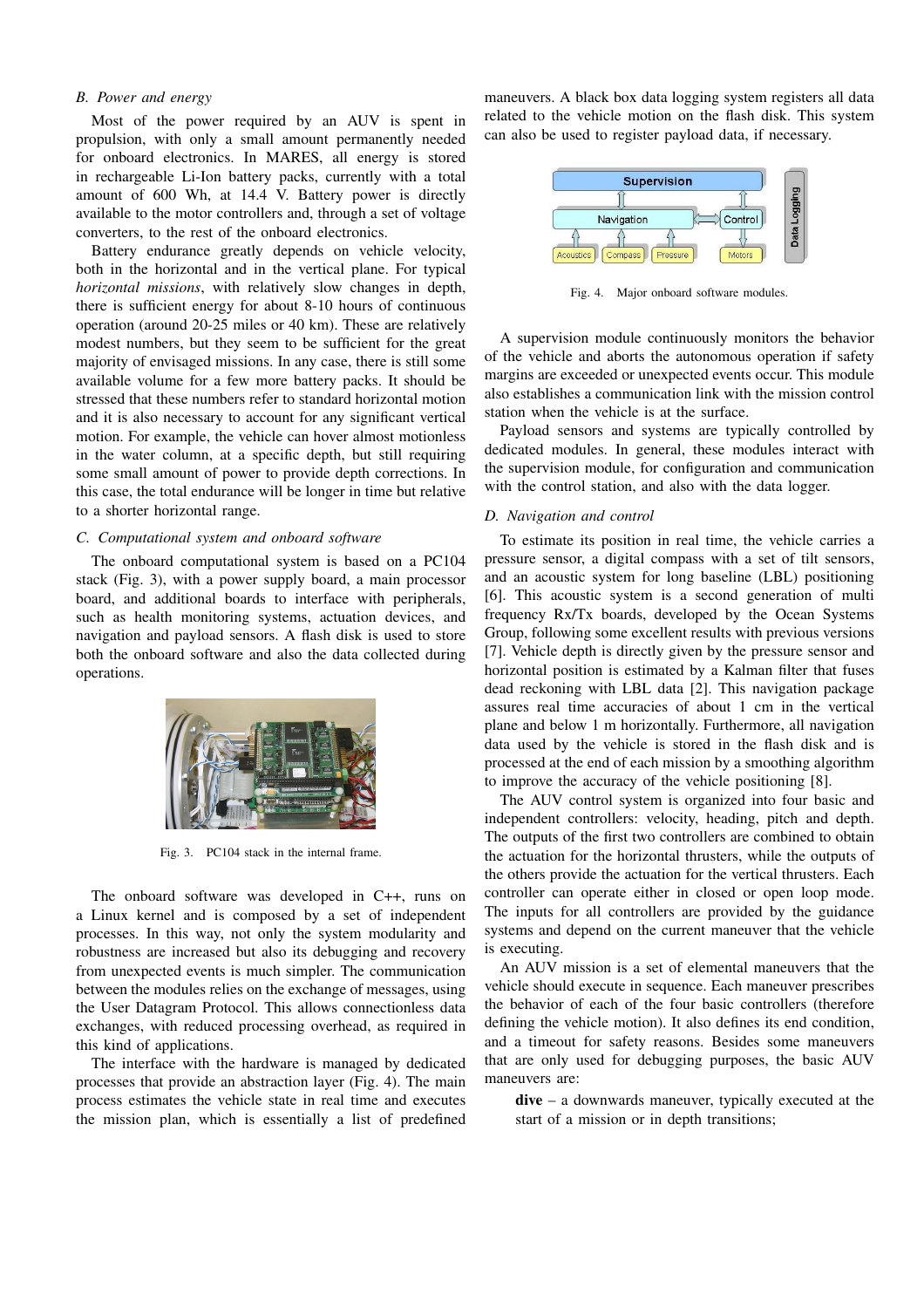### B. Power and energy

Most of the power required by an AUV is spent in propulsion, with only a small amount permanently needed for onboard electronics. In MARES, all energy is stored in rechargeable Li-Ion battery packs, currently with a total amount of 600 Wh, at 14.4 V. Battery power is directly available to the motor controllers and, through a set of voltage converters, to the rest of the onboard electronics.

Battery endurance greatly depends on vehicle velocity, both in the horizontal and in the vertical plane. For typical *horizontal missions*, with relatively slow changes in depth, there is sufficient energy for about 8-10 hours of continuous operation (around 20-25 miles or 40 km). These are relatively modest numbers, but they seem to be sufficient for the great majority of envisaged missions. In any case, there is still some available volume for a few more battery packs. It should be stressed that these numbers refer to standard horizontal motion and it is also necessary to account for any significant vertical motion. For example, the vehicle can hover almost motionless in the water column, at a specific depth, but still requiring some small amount of power to provide depth corrections. In this case, the total endurance will be longer in time but relative to a shorter horizontal range.

### C. Computational system and onboard software

The onboard computational system is based on a PC104 stack (Fig. 3), with a power supply board, a main processor board, and additional boards to interface with peripherals, such as health monitoring systems, actuation devices, and navigation and payload sensors. A flash disk is used to store both the onboard software and also the data collected during operations.

Fig. 3. PC104 stack in the internal frame.

The onboard software was developed in C++, runs on a Linux kernel and is composed by a set of independent processes. In this way, not only the system modularity and robustness are increased but also its debugging and recovery from unexpected events is much simpler. The communication between the modules relies on the exchange of messages, using the User Datagram Protocol. This allows connectionless data exchanges, with reduced processing overhead, as required in this kind of applications.

The interface with the hardware is managed by dedicated processes that provide an abstraction layer (Fig. 4). The main process estimates the vehicle state in real time and executes the mission plan, which is essentially a list of predefined maneuvers. A black box data logging system registers all data related to the vehicle motion on the flash disk. This system can also be used to register payload data, if necessary.

Supervision
Navigation
Control
Data Logging
Acoustics
Compass
Pressure
Motors

Fig. 4. Major onboard software modules.

A supervision module continuously monitors the behavior of the vehicle and aborts the autonomous operation if safety margins are exceeded or unexpected events occur. This module also establishes a communication link with the mission control station when the vehicle is at the surface.

Payload sensors and systems are typically controlled by dedicated modules. In general, these modules interact with the supervision module, for configuration and communication with the control station, and also with the data logger.

### D. Navigation and control

To estimate its position in real time, the vehicle carries a pressure sensor, a digital compass with a set of tilt sensors, and an acoustic system for long baseline (LBL) positioning [6]. This acoustic system is a second generation of multi frequency Rx/Tx boards, developed by the Ocean Systems Group, following some excellent results with previous versions [7]. Vehicle depth is directly given by the pressure sensor and horizontal position is estimated by a Kalman filter that fuses dead reckoning with LBL data [2]. This navigation package assures real time accuracies of about 1 cm in the vertical plane and below 1 m horizontally. Furthermore, all navigation data used by the vehicle is stored in the flash disk and is processed at the end of each mission by a smoothing algorithm to improve the accuracy of the vehicle positioning [8].

The AUV control system is organized into four basic and independent controllers: velocity, heading, pitch and depth. The outputs of the first two controllers are combined to obtain the actuation for the horizontal thrusters, while the outputs of the others provide the actuation for the vertical thrusters. Each controller can operate either in closed or open loop mode. The inputs for all controllers are provided by the guidance systems and depend on the current maneuver that the vehicle is executing.

An AUV mission is a set of elemental maneuvers that the vehicle should execute in sequence. Each maneuver prescribes the behavior of each of the four basic controllers (therefore defining the vehicle motion). It also defines its end condition, and a timeout for safety reasons. Besides some maneuvers that are only used for debugging purposes, the basic AUV maneuvers are:

- **dive** – a downwards maneuver, typically executed at the start of a mission or in depth transitions;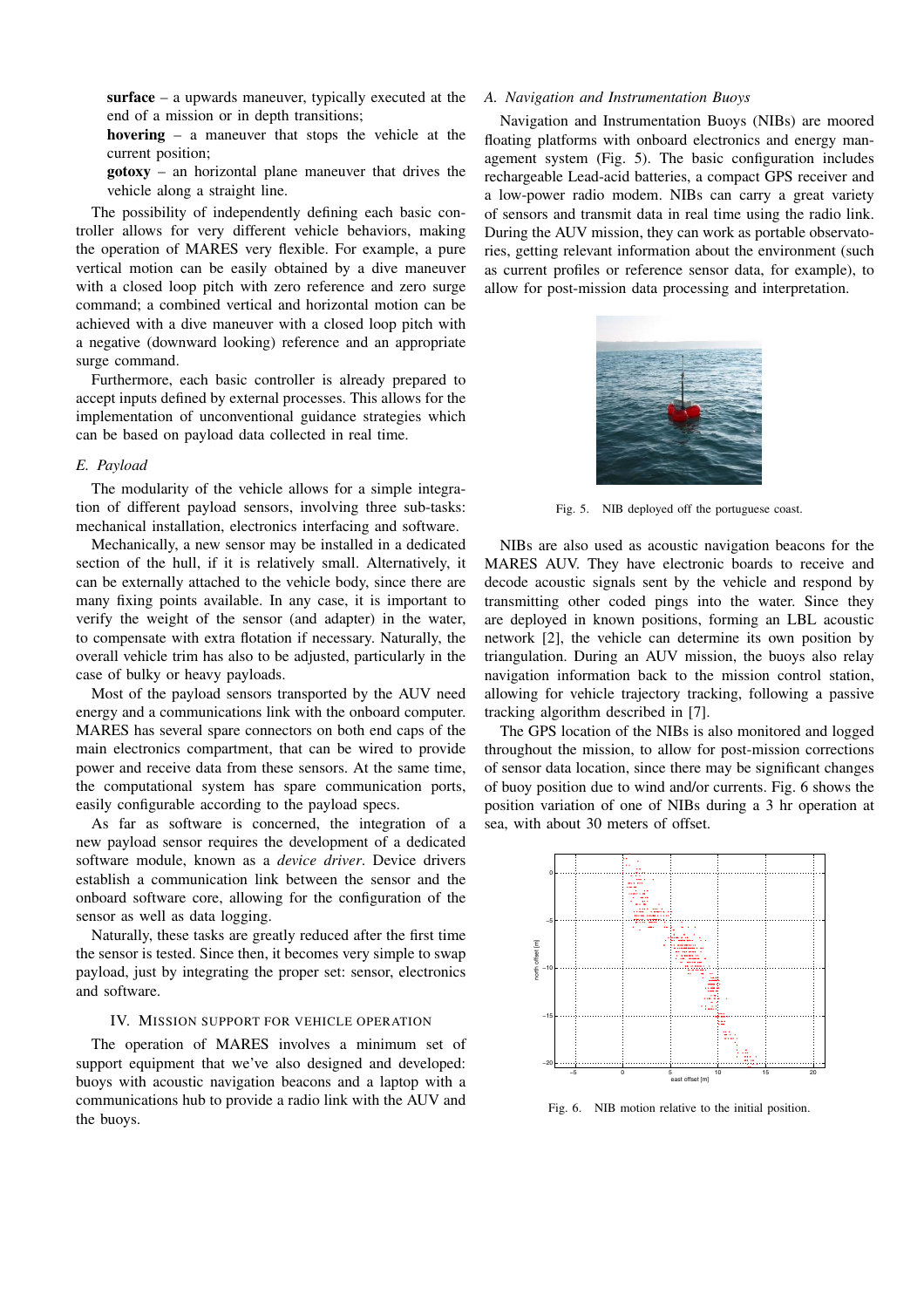**surface** – a upwards maneuver, typically executed at the end of a mission or in depth transitions;

**hovering** – a maneuver that stops the vehicle at the current position;

**gotoxy** – an horizontal plane maneuver that drives the vehicle along a straight line.

The possibility of independently defining each basic controller allows for very different vehicle behaviors, making the operation of MARES very flexible. For example, a pure vertical motion can be easily obtained by a dive maneuver with a closed loop pitch with zero reference and zero surge command; a combined vertical and horizontal motion can be achieved with a dive maneuver with a closed loop pitch with a negative (downward looking) reference and an appropriate surge command.

Furthermore, each basic controller is already prepared to accept inputs defined by external processes. This allows for the implementation of unconventional guidance strategies which can be based on payload data collected in real time.

### *E. Payload*

The modularity of the vehicle allows for a simple integration of different payload sensors, involving three sub-tasks: mechanical installation, electronics interfacing and software.

Mechanically, a new sensor may be installed in a dedicated section of the hull, if it is relatively small. Alternatively, it can be externally attached to the vehicle body, since there are many fixing points available. In any case, it is important to verify the weight of the sensor (and adapter) in the water, to compensate with extra flotation if necessary. Naturally, the overall vehicle trim has also to be adjusted, particularly in the case of bulky or heavy payloads.

Most of the payload sensors transported by the AUV need energy and a communications link with the onboard computer. MARES has several spare connectors on both end caps of the main electronics compartment, that can be wired to provide power and receive data from these sensors. At the same time, the computational system has spare communication ports, easily configurable according to the payload specs.

As far as software is concerned, the integration of a new payload sensor requires the development of a dedicated software module, known as a *device driver*. Device drivers establish a communication link between the sensor and the onboard software core, allowing for the configuration of the sensor as well as data logging.

Naturally, these tasks are greatly reduced after the first time the sensor is tested. Since then, it becomes very simple to swap payload, just by integrating the proper set: sensor, electronics and software.

## IV. Mission Support for Vehicle Operation

The operation of MARES involves a minimum set of support equipment that we've also designed and developed: buoys with acoustic navigation beacons and a laptop with a communications hub to provide a radio link with the AUV and the buoys.

### *A. Navigation and Instrumentation Buoys*

Navigation and Instrumentation Buoys (NIBs) are moored floating platforms with onboard electronics and energy management system (Fig. 5). The basic configuration includes rechargeable Lead-acid batteries, a compact GPS receiver and a low-power radio modem. NIBs can carry a great variety of sensors and transmit data in real time using the radio link. During the AUV mission, they can work as portable observatories, getting relevant information about the environment (such as current profiles or reference sensor data, for example), to allow for post-mission data processing and interpretation.

Fig. 5. NIB deployed off the portuguese coast.

NIBs are also used as acoustic navigation beacons for the MARES AUV. They have electronic boards to receive and decode acoustic signals sent by the vehicle and respond by transmitting other coded pings into the water. Since they are deployed in known positions, forming an LBL acoustic network [2], the vehicle can determine its own position by triangulation. During an AUV mission, the buoys also relay navigation information back to the mission control station, allowing for vehicle trajectory tracking, following a passive tracking algorithm described in [7].

The GPS location of the NIBs is also monitored and logged throughout the mission, to allow for post-mission corrections of sensor data location, since there may be significant changes of buoy position due to wind and/or currents. Fig. 6 shows the position variation of one of NIBs during a 3 hr operation at sea, with about 30 meters of offset.

Fig. 6. NIB motion relative to the initial position.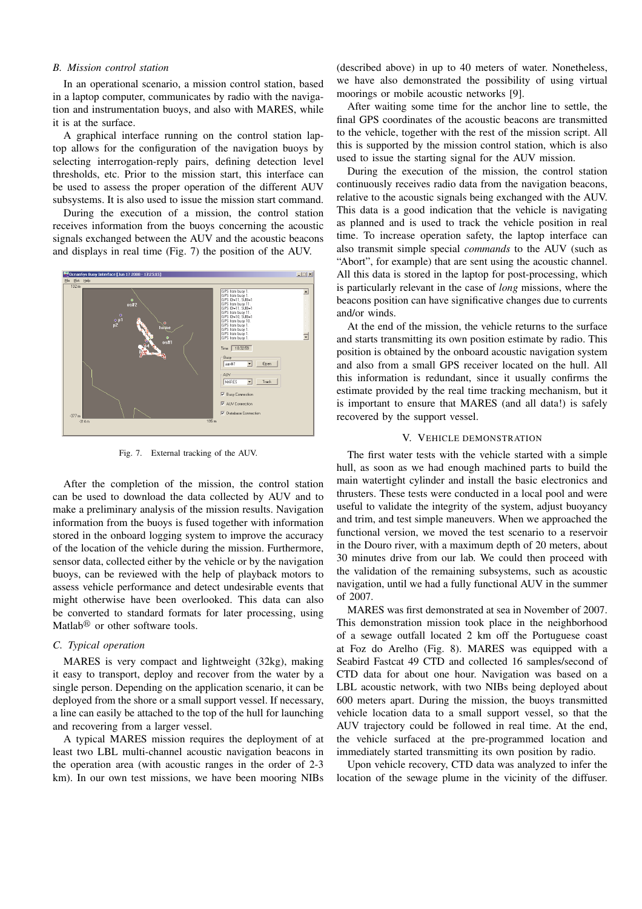### B. Mission control station

In an operational scenario, a mission control station, based in a laptop computer, communicates by radio with the navigation and instrumentation buoys, and also with MARES, while it is at the surface.

A graphical interface running on the control station laptop allows for the configuration of the navigation buoys by selecting interrogation-reply pairs, defining detection level thresholds, etc. Prior to the mission start, this interface can be used to assess the proper operation of the different AUV subsystems. It is also used to issue the mission start command.

During the execution of a mission, the control station receives information from the buoys concerning the acoustic signals exchanged between the AUV and the acoustic beacons and displays in real time (Fig. 7) the position of the AUV.

Fig. 7. External tracking of the AUV.

After the completion of the mission, the control station can be used to download the data collected by AUV and to make a preliminary analysis of the mission results. Navigation information from the buoys is fused together with information stored in the onboard logging system to improve the accuracy of the location of the vehicle during the mission. Furthermore, sensor data, collected either by the vehicle or by the navigation buoys, can be reviewed with the help of playback motors to assess vehicle performance and detect undesirable events that might otherwise have been overlooked. This data can also be converted to standard formats for later processing, using Matlab® or other software tools.

### C. Typical operation

MARES is very compact and lightweight (32kg), making it easy to transport, deploy and recover from the water by a single person. Depending on the application scenario, it can be deployed from the shore or a small support vessel. If necessary, a line can easily be attached to the top of the hull for launching and recovering from a larger vessel.

A typical MARES mission requires the deployment of at least two LBL multi-channel acoustic navigation beacons in the operation area (with acoustic ranges in the order of 2-3 km). In our own test missions, we have been mooring NIBs (described above) in up to 40 meters of water. Nonetheless, we have also demonstrated the possibility of using virtual moorings or mobile acoustic networks [9].

After waiting some time for the anchor line to settle, the final GPS coordinates of the acoustic beacons are transmitted to the vehicle, together with the rest of the mission script. All this is supported by the mission control station, which is also used to issue the starting signal for the AUV mission.

During the execution of the mission, the control station continuously receives radio data from the navigation beacons, relative to the acoustic signals being exchanged with the AUV. This data is a good indication that the vehicle is navigating as planned and is used to track the vehicle position in real time. To increase operation safety, the laptop interface can also transmit simple special *commands* to the AUV (such as "Abort", for example) that are sent using the acoustic channel. All this data is stored in the laptop for post-processing, which is particularly relevant in the case of *long* missions, where the beacons position can have significative changes due to currents and/or winds.

At the end of the mission, the vehicle returns to the surface and starts transmitting its own position estimate by radio. This position is obtained by the onboard acoustic navigation system and also from a small GPS receiver located on the hull. All this information is redundant, since it usually confirms the estimate provided by the real time tracking mechanism, but it is important to ensure that MARES (and all data!) is safely recovered by the support vessel.

## V. Vehicle Demonstration

The first water tests with the vehicle started with a simple hull, as soon as we had enough machined parts to build the main watertight cylinder and install the basic electronics and thrusters. These tests were conducted in a local pool and were useful to validate the integrity of the system, adjust buoyancy and trim, and test simple maneuvers. When we approached the functional version, we moved the test scenario to a reservoir in the Douro river, with a maximum depth of 20 meters, about 30 minutes drive from our lab. We could then proceed with the validation of the remaining subsystems, such as acoustic navigation, until we had a fully functional AUV in the summer of 2007.

MARES was first demonstrated at sea in November of 2007. This demonstration mission took place in the neighborhood of a sewage outfall located 2 km off the Portuguese coast at Foz do Arelho (Fig. 8). MARES was equipped with a Seabird Fastcat 49 CTD and collected 16 samples/second of CTD data for about one hour. Navigation was based on a LBL acoustic network, with two NIBs being deployed about 600 meters apart. During the mission, the buoys transmitted vehicle location data to a small support vessel, so that the AUV trajectory could be followed in real time. At the end, the vehicle surfaced at the pre-programmed location and immediately started transmitting its own position by radio.

Upon vehicle recovery, CTD data was analyzed to infer the location of the sewage plume in the vicinity of the diffuser.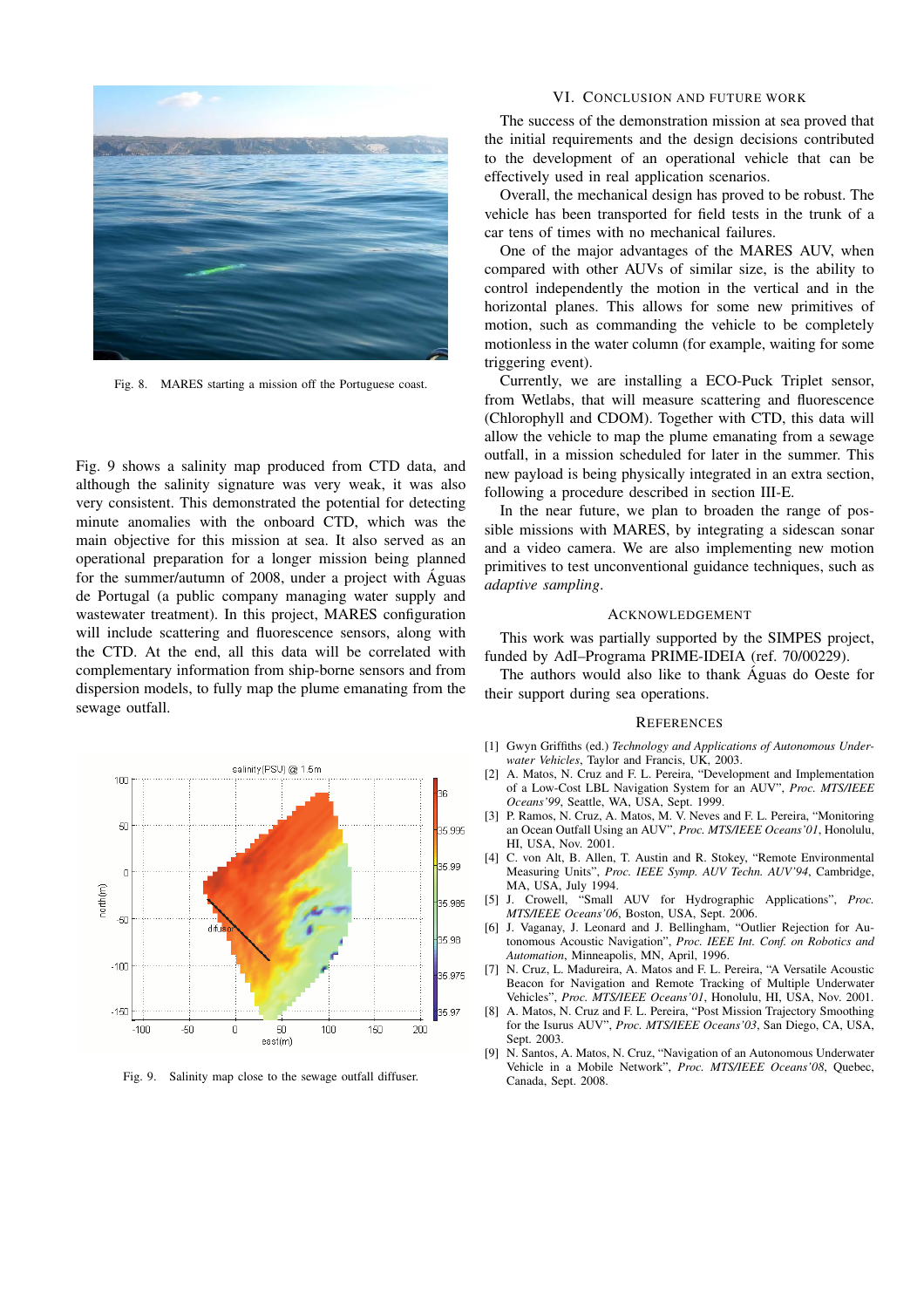Fig. 8. MARES starting a mission off the Portuguese coast.

Fig. 9 shows a salinity map produced from CTD data, and although the salinity signature was very weak, it was also very consistent. This demonstrated the potential for detecting minute anomalies with the onboard CTD, which was the main objective for this mission at sea. It also served as an operational preparation for a longer mission being planned for the summer/autumn of 2008, under a project with Águas de Portugal (a public company managing water supply and wastewater treatment). In this project, MARES configuration will include scattering and fluorescence sensors, along with the CTD. At the end, all this data will be correlated with complementary information from ship-borne sensors and from dispersion models, to fully map the plume emanating from the sewage outfall.

salinity[PSU] @ 1.5m

north(m)

east(m)

difusor

100
50
0
-50
-100
-150

-100
-50
0
50
100
150
200

36
35.995
35.99
35.985
35.98
35.975
35.97

Fig. 9. Salinity map close to the sewage outfall diffuser.

## VI. Conclusion and Future Work

The success of the demonstration mission at sea proved that the initial requirements and the design decisions contributed to the development of an operational vehicle that can be effectively used in real application scenarios.

Overall, the mechanical design has proved to be robust. The vehicle has been transported for field tests in the trunk of a car tens of times with no mechanical failures.

One of the major advantages of the MARES AUV, when compared with other AUVs of similar size, is the ability to control independently the motion in the vertical and in the horizontal planes. This allows for some new primitives of motion, such as commanding the vehicle to be completely motionless in the water column (for example, waiting for some triggering event).

Currently, we are installing a ECO-Puck Triplet sensor, from Wetlabs, that will measure scattering and fluorescence (Chlorophyll and CDOM). Together with CTD, this data will allow the vehicle to map the plume emanating from a sewage outfall, in a mission scheduled for later in the summer. This new payload is being physically integrated in an extra section, following a procedure described in section III-E.

In the near future, we plan to broaden the range of possible missions with MARES, by integrating a sidescan sonar and a video camera. We are also implementing new motion primitives to test unconventional guidance techniques, such as *adaptive sampling*.

## Acknowledgement

This work was partially supported by the SIMPES project, funded by AdI–Programa PRIME-IDEIA (ref. 70/00229).

The authors would also like to thank Águas do Oeste for their support during sea operations.

## References

[1] Gwyn Griffiths (ed.) *Technology and Applications of Autonomous Underwater Vehicles*, Taylor and Francis, UK, 2003.

[2] A. Matos, N. Cruz and F. L. Pereira, "Development and Implementation of a Low-Cost LBL Navigation System for an AUV", *Proc. MTS/IEEE Oceans'99*, Seattle, WA, USA, Sept. 1999.

[3] P. Ramos, N. Cruz, A. Matos, M. V. Neves and F. L. Pereira, "Monitoring an Ocean Outfall Using an AUV", *Proc. MTS/IEEE Oceans'01*, Honolulu, HI, USA, Nov. 2001.

[4] C. von Alt, B. Allen, T. Austin and R. Stokey, "Remote Environmental Measuring Units", *Proc. IEEE Symp. AUV Techn. AUV'94*, Cambridge, MA, USA, July 1994.

[5] J. Crowell, "Small AUV for Hydrographic Applications", *Proc. MTS/IEEE Oceans'06*, Boston, USA, Sept. 2006.

[6] J. Vaganay, J. Leonard and J. Bellingham, "Outlier Rejection for Autonomous Acoustic Navigation", *Proc. IEEE Int. Conf. on Robotics and Automation*, Minneapolis, MN, April, 1996.

[7] N. Cruz, L. Madureira, A. Matos and F. L. Pereira, "A Versatile Acoustic Beacon for Navigation and Remote Tracking of Multiple Underwater Vehicles", *Proc. MTS/IEEE Oceans'01*, Honolulu, HI, USA, Nov. 2001.

[8] A. Matos, N. Cruz and F. L. Pereira, "Post Mission Trajectory Smoothing for the Isurus AUV", *Proc. MTS/IEEE Oceans'03*, San Diego, CA, USA, Sept. 2003.

[9] N. Santos, A. Matos, N. Cruz, "Navigation of an Autonomous Underwater Vehicle in a Mobile Network", *Proc. MTS/IEEE Oceans'08*, Quebec, Canada, Sept. 2008.